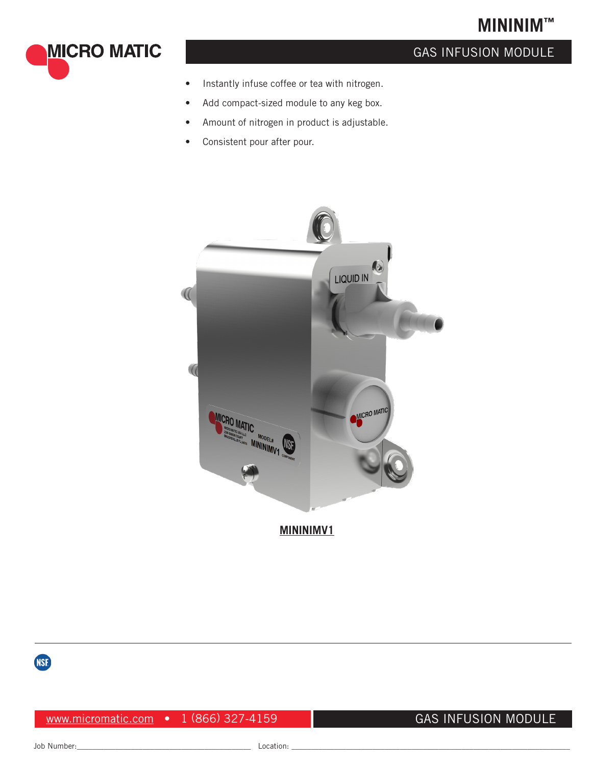# MININIM™

## GAS INFUSION MODULE

- Instantly infuse coffee or tea with nitrogen.
- Add compact-sized module to any keg box.
- Amount of nitrogen in product is adjustable.
- Consistent pour after pour.

**MININIMV1**

www.micromatic.com • 1 (866) 327-4159

GAS INFUSION MODULE

Job Number:______________________________ Location: ______________________________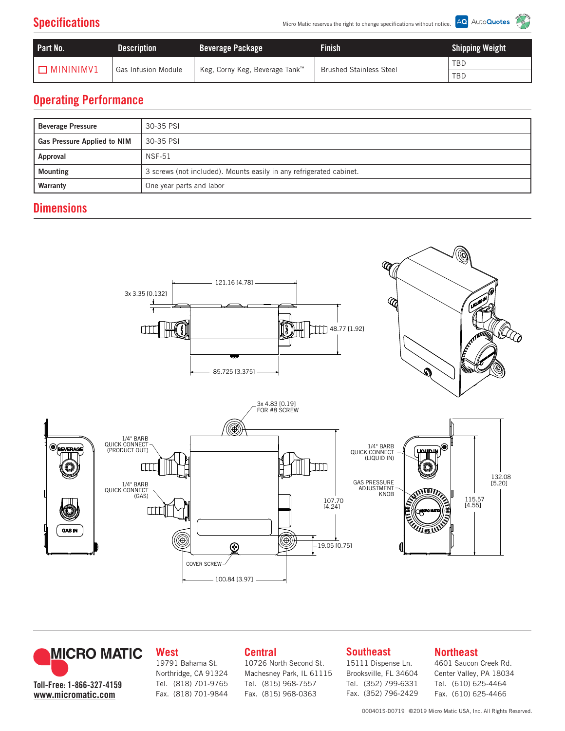## Specifications

Micro Matic reserves the right to change specifications without notice.

| Part No. | Description | Beverage Package | Finish | Shipping Weight |
|---|---|---|---|---|
| ☐ MININIMV1 | Gas Infusion Module | Keg, Corny Keg, Beverage Tank™ | Brushed Stainless Steel | TBD |
| | | | | TBD |

## Operating Performance

| | |
|---|---|
| **Beverage Pressure** | 30-35 PSI |
| **Gas Pressure Applied to NIM** | 30-35 PSI |
| **Approval** | NSF-51 |
| **Mounting** | 3 screws (not included). Mounts easily in any refrigerated cabinet. |
| **Warranty** | One year parts and labor |

## Dimensions

121.16 [4.78]
3x 3.35 [0.132]
48.77 [1.92]
85.725 [3.375]

3x 4.83 [0.19]
FOR #8 SCREW

1/4" BARB
QUICK CONNECT
(PRODUCT OUT)

1/4" BARB
QUICK CONNECT
(GAS)

1/4" BARB
QUICK CONNECT
(LIQUID IN)

GAS PRESSURE
ADJUSTMENT
KNOB

BEVERAGE
GAS IN
LIQUID IN

107.70
[4.24]

19.05 [0.75]

132.08
[5.20]

115.57
[4.55]

COVER SCREW

100.84 [3.97]

MICRO MATIC
Toll-Free: 1-866-327-4159
www.micromatic.com

**West**
19791 Bahama St.
Northridge, CA 91324
Tel. (818) 701-9765
Fax. (818) 701-9844

**Central**
10726 North Second St.
Machesney Park, IL 61115
Tel. (815) 968-7557
Fax. (815) 968-0363

**Southeast**
15111 Dispense Ln.
Brooksville, FL 34604
Tel. (352) 799-6331
Fax. (352) 796-2429

**Northeast**
4601 Saucon Creek Rd.
Center Valley, PA 18034
Tel. (610) 625-4464
Fax. (610) 625-4466

000401S-D0719 ©2019 Micro Matic USA, Inc. All Rights Reserved.